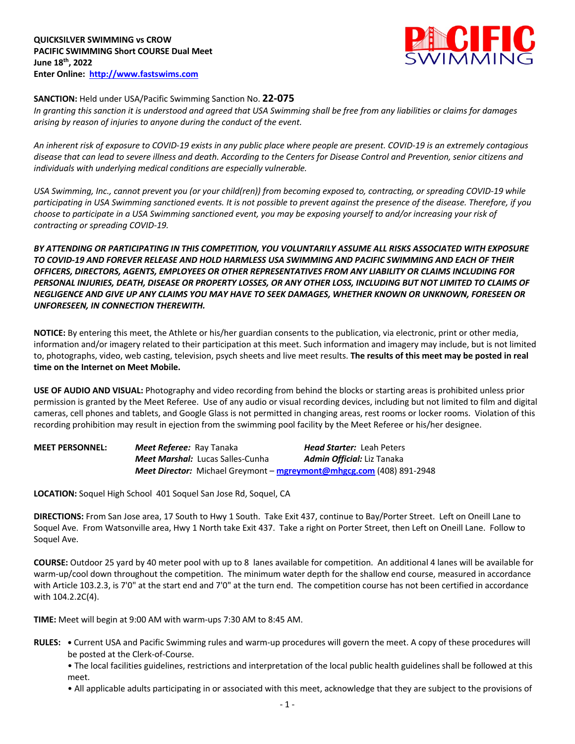**QUICKSILVER SWIMMING vs CROW**
**PACIFIC SWIMMING Short COURSE Dual Meet**
**June 18th, 2022**
**Enter Online: [http://www.fastswims.com](http://www.fastswims.com)**

PACIFIC SWIMMING

**SANCTION:** Held under USA/Pacific Swimming Sanction No. **22-075**
*In granting this sanction it is understood and agreed that USA Swimming shall be free from any liabilities or claims for damages arising by reason of injuries to anyone during the conduct of the event.*

*An inherent risk of exposure to COVID-19 exists in any public place where people are present. COVID-19 is an extremely contagious disease that can lead to severe illness and death. According to the Centers for Disease Control and Prevention, senior citizens and individuals with underlying medical conditions are especially vulnerable.*

*USA Swimming, Inc., cannot prevent you (or your child(ren)) from becoming exposed to, contracting, or spreading COVID-19 while participating in USA Swimming sanctioned events. It is not possible to prevent against the presence of the disease. Therefore, if you choose to participate in a USA Swimming sanctioned event, you may be exposing yourself to and/or increasing your risk of contracting or spreading COVID-19.*

***BY ATTENDING OR PARTICIPATING IN THIS COMPETITION, YOU VOLUNTARILY ASSUME ALL RISKS ASSOCIATED WITH EXPOSURE TO COVID-19 AND FOREVER RELEASE AND HOLD HARMLESS USA SWIMMING AND PACIFIC SWIMMING AND EACH OF THEIR OFFICERS, DIRECTORS, AGENTS, EMPLOYEES OR OTHER REPRESENTATIVES FROM ANY LIABILITY OR CLAIMS INCLUDING FOR PERSONAL INJURIES, DEATH, DISEASE OR PROPERTY LOSSES, OR ANY OTHER LOSS, INCLUDING BUT NOT LIMITED TO CLAIMS OF NEGLIGENCE AND GIVE UP ANY CLAIMS YOU MAY HAVE TO SEEK DAMAGES, WHETHER KNOWN OR UNKNOWN, FORESEEN OR UNFORESEEN, IN CONNECTION THEREWITH.***

**NOTICE:** By entering this meet, the Athlete or his/her guardian consents to the publication, via electronic, print or other media, information and/or imagery related to their participation at this meet. Such information and imagery may include, but is not limited to, photographs, video, web casting, television, psych sheets and live meet results. **The results of this meet may be posted in real time on the Internet on Meet Mobile.**

**USE OF AUDIO AND VISUAL:** Photography and video recording from behind the blocks or starting areas is prohibited unless prior permission is granted by the Meet Referee. Use of any audio or visual recording devices, including but not limited to film and digital cameras, cell phones and tablets, and Google Glass is not permitted in changing areas, rest rooms or locker rooms. Violation of this recording prohibition may result in ejection from the swimming pool facility by the Meet Referee or his/her designee.

**MEET PERSONNEL:**
***Meet Referee:*** Ray Tanaka
***Head Starter:*** Leah Peters
***Meet Marshal:*** Lucas Salles-Cunha
***Admin Official:*** Liz Tanaka
***Meet Director:*** Michael Greymont – [mgreymont@mhgcg.com](mailto:mgreymont@mhgcg.com) (408) 891-2948

**LOCATION:** Soquel High School 401 Soquel San Jose Rd, Soquel, CA

**DIRECTIONS:** From San Jose area, 17 South to Hwy 1 South. Take Exit 437, continue to Bay/Porter Street. Left on Oneill Lane to Soquel Ave. From Watsonville area, Hwy 1 North take Exit 437. Take a right on Porter Street, then Left on Oneill Lane. Follow to Soquel Ave.

**COURSE:** Outdoor 25 yard by 40 meter pool with up to 8 lanes available for competition. An additional 4 lanes will be available for warm-up/cool down throughout the competition. The minimum water depth for the shallow end course, measured in accordance with Article 103.2.3, is 7'0" at the start end and 7'0" at the turn end. The competition course has not been certified in accordance with 104.2.2C(4).

**TIME:** Meet will begin at 9:00 AM with warm-ups 7:30 AM to 8:45 AM.

**RULES:**
- Current USA and Pacific Swimming rules and warm-up procedures will govern the meet. A copy of these procedures will be posted at the Clerk-of-Course.
- The local facilities guidelines, restrictions and interpretation of the local public health guidelines shall be followed at this meet.
- All applicable adults participating in or associated with this meet, acknowledge that they are subject to the provisions of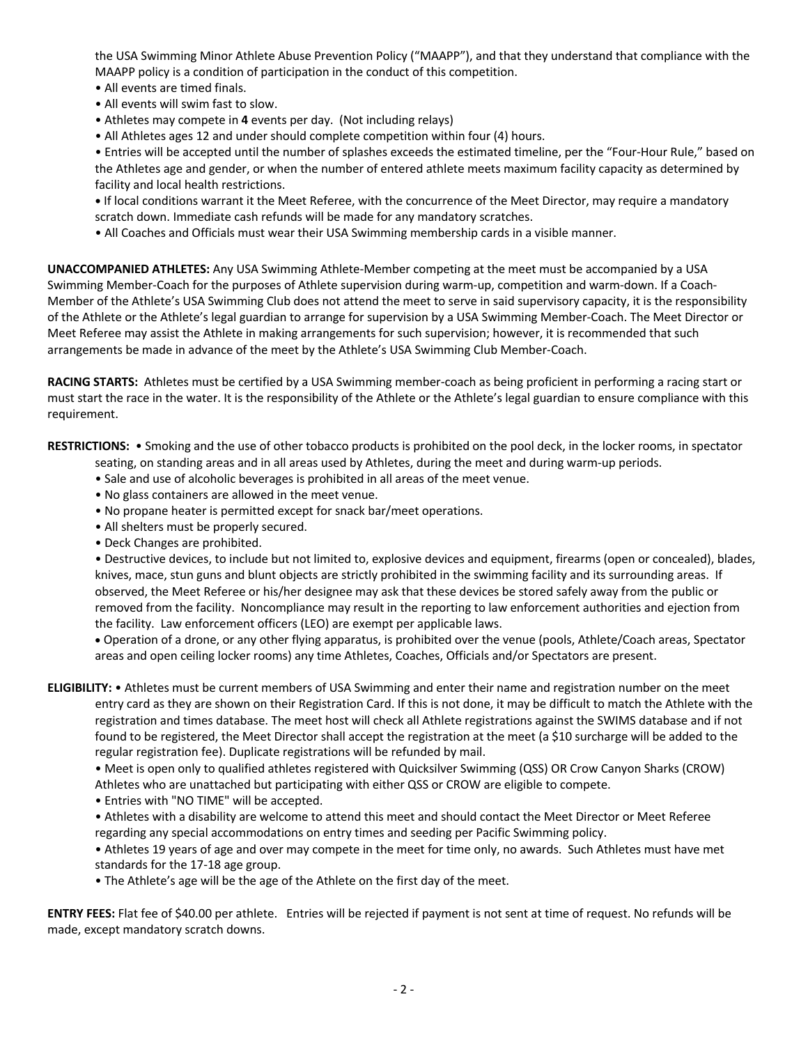the USA Swimming Minor Athlete Abuse Prevention Policy ("MAAPP"), and that they understand that compliance with the MAAPP policy is a condition of participation in the conduct of this competition.

- All events are timed finals.
- All events will swim fast to slow.
- Athletes may compete in **4** events per day. (Not including relays)
- All Athletes ages 12 and under should complete competition within four (4) hours.
- Entries will be accepted until the number of splashes exceeds the estimated timeline, per the "Four-Hour Rule," based on the Athletes age and gender, or when the number of entered athlete meets maximum facility capacity as determined by facility and local health restrictions.
- If local conditions warrant it the Meet Referee, with the concurrence of the Meet Director, may require a mandatory scratch down. Immediate cash refunds will be made for any mandatory scratches.
- All Coaches and Officials must wear their USA Swimming membership cards in a visible manner.

**UNACCOMPANIED ATHLETES:** Any USA Swimming Athlete-Member competing at the meet must be accompanied by a USA Swimming Member-Coach for the purposes of Athlete supervision during warm-up, competition and warm-down. If a Coach-Member of the Athlete's USA Swimming Club does not attend the meet to serve in said supervisory capacity, it is the responsibility of the Athlete or the Athlete's legal guardian to arrange for supervision by a USA Swimming Member-Coach. The Meet Director or Meet Referee may assist the Athlete in making arrangements for such supervision; however, it is recommended that such arrangements be made in advance of the meet by the Athlete's USA Swimming Club Member-Coach.

**RACING STARTS:** Athletes must be certified by a USA Swimming member-coach as being proficient in performing a racing start or must start the race in the water. It is the responsibility of the Athlete or the Athlete's legal guardian to ensure compliance with this requirement.

**RESTRICTIONS:**
- Smoking and the use of other tobacco products is prohibited on the pool deck, in the locker rooms, in spectator seating, on standing areas and in all areas used by Athletes, during the meet and during warm-up periods.
- Sale and use of alcoholic beverages is prohibited in all areas of the meet venue.
- No glass containers are allowed in the meet venue.
- No propane heater is permitted except for snack bar/meet operations.
- All shelters must be properly secured.
- Deck Changes are prohibited.
- Destructive devices, to include but not limited to, explosive devices and equipment, firearms (open or concealed), blades, knives, mace, stun guns and blunt objects are strictly prohibited in the swimming facility and its surrounding areas. If observed, the Meet Referee or his/her designee may ask that these devices be stored safely away from the public or removed from the facility. Noncompliance may result in the reporting to law enforcement authorities and ejection from the facility. Law enforcement officers (LEO) are exempt per applicable laws.
- Operation of a drone, or any other flying apparatus, is prohibited over the venue (pools, Athlete/Coach areas, Spectator areas and open ceiling locker rooms) any time Athletes, Coaches, Officials and/or Spectators are present.

**ELIGIBILITY:**
- Athletes must be current members of USA Swimming and enter their name and registration number on the meet entry card as they are shown on their Registration Card. If this is not done, it may be difficult to match the Athlete with the registration and times database. The meet host will check all Athlete registrations against the SWIMS database and if not found to be registered, the Meet Director shall accept the registration at the meet (a $10 surcharge will be added to the regular registration fee). Duplicate registrations will be refunded by mail.
- Meet is open only to qualified athletes registered with Quicksilver Swimming (QSS) OR Crow Canyon Sharks (CROW) Athletes who are unattached but participating with either QSS or CROW are eligible to compete.
- Entries with "NO TIME" will be accepted.
- Athletes with a disability are welcome to attend this meet and should contact the Meet Director or Meet Referee regarding any special accommodations on entry times and seeding per Pacific Swimming policy.
- Athletes 19 years of age and over may compete in the meet for time only, no awards. Such Athletes must have met standards for the 17-18 age group.
- The Athlete's age will be the age of the Athlete on the first day of the meet.

**ENTRY FEES:** Flat fee of $40.00 per athlete. Entries will be rejected if payment is not sent at time of request. No refunds will be made, except mandatory scratch downs.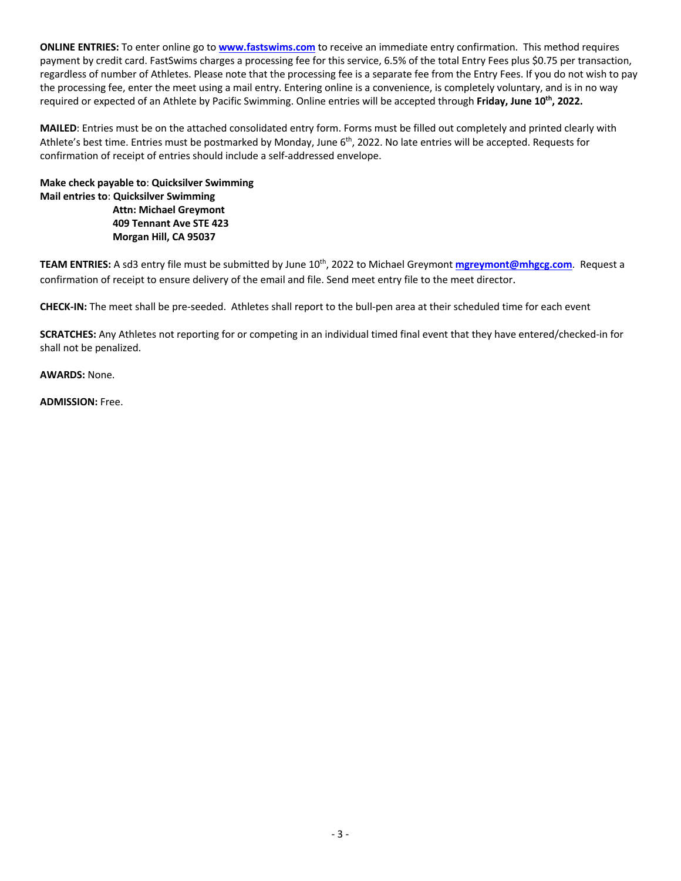**ONLINE ENTRIES:** To enter online go to **www.fastswims.com** to receive an immediate entry confirmation. This method requires payment by credit card. FastSwims charges a processing fee for this service, 6.5% of the total Entry Fees plus $0.75 per transaction, regardless of number of Athletes. Please note that the processing fee is a separate fee from the Entry Fees. If you do not wish to pay the processing fee, enter the meet using a mail entry. Entering online is a convenience, is completely voluntary, and is in no way required or expected of an Athlete by Pacific Swimming. Online entries will be accepted through **Friday, June 10th, 2022.**

**MAILED**: Entries must be on the attached consolidated entry form. Forms must be filled out completely and printed clearly with Athlete's best time. Entries must be postmarked by Monday, June 6th, 2022. No late entries will be accepted. Requests for confirmation of receipt of entries should include a self-addressed envelope.

**Make check payable to**: **Quicksilver Swimming**
**Mail entries to**: **Quicksilver Swimming**
**Attn: Michael Greymont**
**409 Tennant Ave STE 423**
**Morgan Hill, CA 95037**

**TEAM ENTRIES:** A sd3 entry file must be submitted by June 10th, 2022 to Michael Greymont **mgreymont@mhgcg.com**. Request a confirmation of receipt to ensure delivery of the email and file. Send meet entry file to the meet director.

**CHECK-IN:** The meet shall be pre-seeded. Athletes shall report to the bull-pen area at their scheduled time for each event

**SCRATCHES:** Any Athletes not reporting for or competing in an individual timed final event that they have entered/checked-in for shall not be penalized.

**AWARDS:** None.

**ADMISSION:** Free.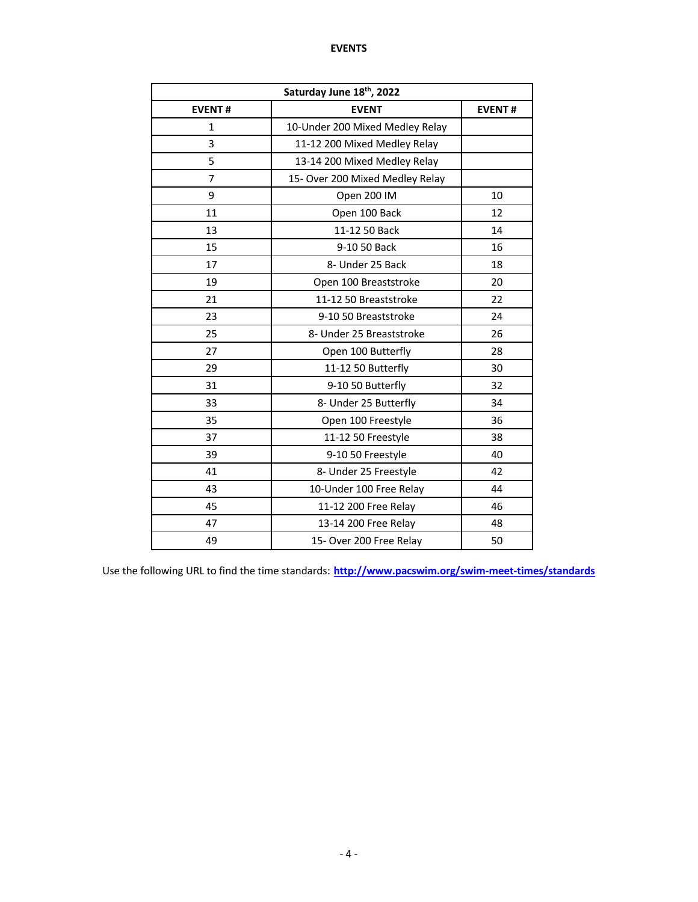# EVENTS

| Saturday June 18th, 2022 | | |
|---|---|---|
| **EVENT #** | **EVENT** | **EVENT #** |
| 1 | 10-Under 200 Mixed Medley Relay | |
| 3 | 11-12 200 Mixed Medley Relay | |
| 5 | 13-14 200 Mixed Medley Relay | |
| 7 | 15- Over 200 Mixed Medley Relay | |
| 9 | Open 200 IM | 10 |
| 11 | Open 100 Back | 12 |
| 13 | 11-12 50 Back | 14 |
| 15 | 9-10 50 Back | 16 |
| 17 | 8- Under 25 Back | 18 |
| 19 | Open 100 Breaststroke | 20 |
| 21 | 11-12 50 Breaststroke | 22 |
| 23 | 9-10 50 Breaststroke | 24 |
| 25 | 8- Under 25 Breaststroke | 26 |
| 27 | Open 100 Butterfly | 28 |
| 29 | 11-12 50 Butterfly | 30 |
| 31 | 9-10 50 Butterfly | 32 |
| 33 | 8- Under 25 Butterfly | 34 |
| 35 | Open 100 Freestyle | 36 |
| 37 | 11-12 50 Freestyle | 38 |
| 39 | 9-10 50 Freestyle | 40 |
| 41 | 8- Under 25 Freestyle | 42 |
| 43 | 10-Under 100 Free Relay | 44 |
| 45 | 11-12 200 Free Relay | 46 |
| 47 | 13-14 200 Free Relay | 48 |
| 49 | 15- Over 200 Free Relay | 50 |

Use the following URL to find the time standards: **http://www.pacswim.org/swim-meet-times/standards**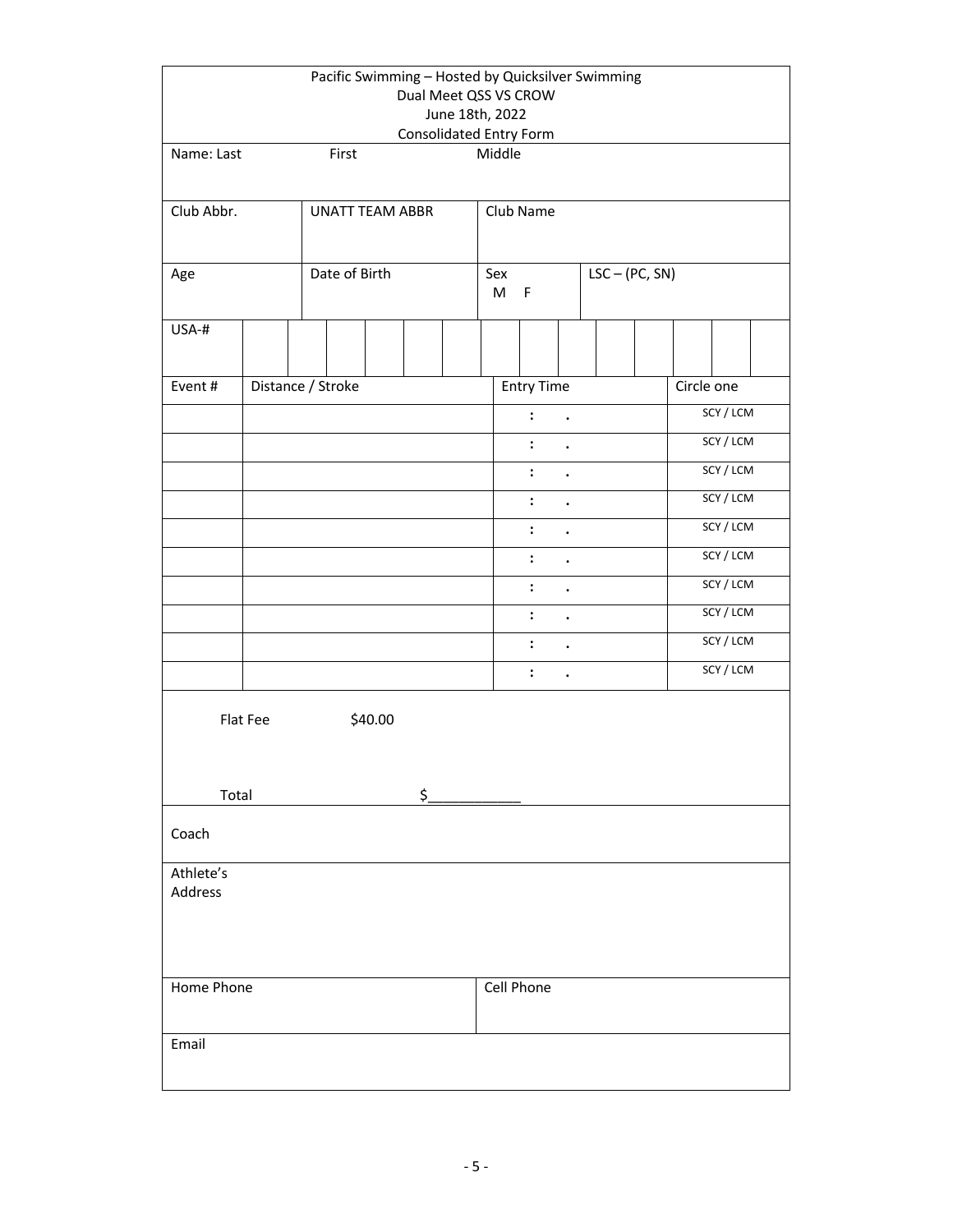Pacific Swimming – Hosted by Quicksilver Swimming
Dual Meet QSS VS CROW
June 18th, 2022
Consolidated Entry Form

| Name: Last | First | Middle |
|---|---|---|
| | | |

| Club Abbr. | UNATT TEAM ABBR | Club Name |
|---|---|---|
| | | |

| Age | Date of Birth | Sex M F | LSC – (PC, SN) |
|---|---|---|---|
| | | | |

| USA-# | | | | | | | | | | | | | | |
|---|---|---|---|---|---|---|---|---|---|---|---|---|---|---|
| | | | | | | | | | | | | | | |

| Event # | Distance / Stroke | Entry Time | Circle one |
|---|---|---|---|
| | | : . | SCY / LCM |
| | | : . | SCY / LCM |
| | | : . | SCY / LCM |
| | | : . | SCY / LCM |
| | | : . | SCY / LCM |
| | | : . | SCY / LCM |
| | | : . | SCY / LCM |
| | | : . | SCY / LCM |
| | | : . | SCY / LCM |
| | | : . | SCY / LCM |

Flat Fee $40.00

Total $___________

Coach

Athlete's Address

| Home Phone | Cell Phone |
|---|---|
| | |

Email